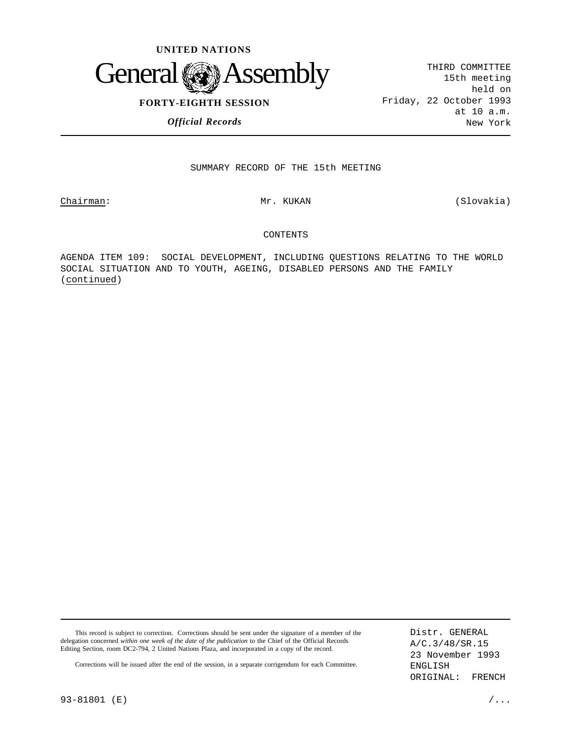UNITED NATIONS

# General Assembly

**FORTY-EIGHTH SESSION**

***Official Records***

THIRD COMMITTEE
15th meeting
held on
Friday, 22 October 1993
at 10 a.m.
New York

## SUMMARY RECORD OF THE 15th MEETING

Chairman: Mr. KUKAN (Slovakia)

CONTENTS

AGENDA ITEM 109: SOCIAL DEVELOPMENT, INCLUDING QUESTIONS RELATING TO THE WORLD SOCIAL SITUATION AND TO YOUTH, AGEING, DISABLED PERSONS AND THE FAMILY (continued)

This record is subject to correction. Corrections should be sent under the signature of a member of the delegation concerned *within one week of the date of the publication* to the Chief of the Official Records Editing Section, room DC2-794, 2 United Nations Plaza, and incorporated in a copy of the record.

Corrections will be issued after the end of the session, in a separate corrigendum for each Committee.

Distr. GENERAL
A/C.3/48/SR.15
23 November 1993
ENGLISH
ORIGINAL: FRENCH

93-81801 (E)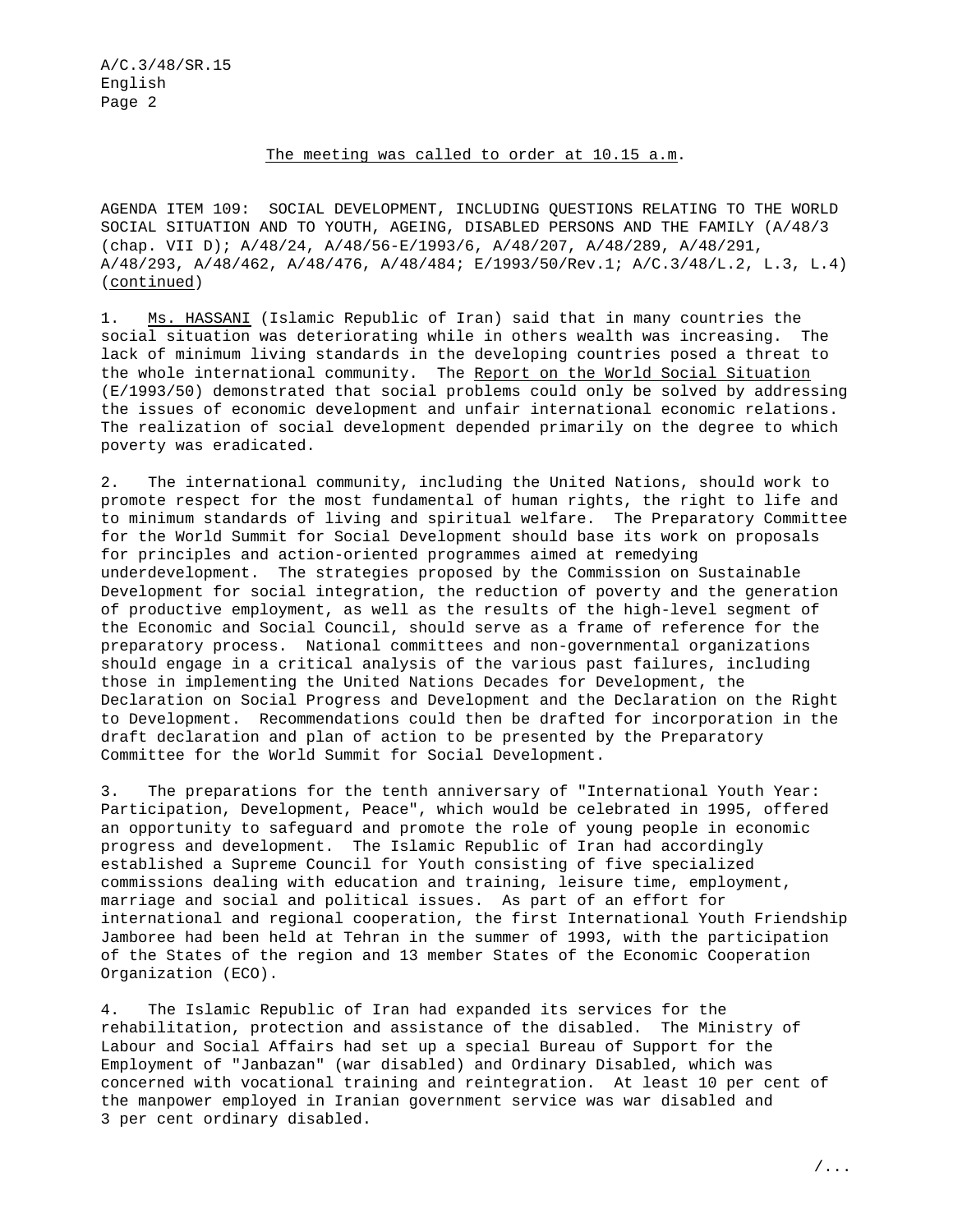The meeting was called to order at 10.15 a.m.

AGENDA ITEM 109: SOCIAL DEVELOPMENT, INCLUDING QUESTIONS RELATING TO THE WORLD SOCIAL SITUATION AND TO YOUTH, AGEING, DISABLED PERSONS AND THE FAMILY (A/48/3 (chap. VII D); A/48/24, A/48/56-E/1993/6, A/48/207, A/48/289, A/48/291, A/48/293, A/48/462, A/48/476, A/48/484; E/1993/50/Rev.1; A/C.3/48/L.2, L.3, L.4) (continued)

1. Ms. HASSANI (Islamic Republic of Iran) said that in many countries the social situation was deteriorating while in others wealth was increasing. The lack of minimum living standards in the developing countries posed a threat to the whole international community. The Report on the World Social Situation (E/1993/50) demonstrated that social problems could only be solved by addressing the issues of economic development and unfair international economic relations. The realization of social development depended primarily on the degree to which poverty was eradicated.

2. The international community, including the United Nations, should work to promote respect for the most fundamental of human rights, the right to life and to minimum standards of living and spiritual welfare. The Preparatory Committee for the World Summit for Social Development should base its work on proposals for principles and action-oriented programmes aimed at remedying underdevelopment. The strategies proposed by the Commission on Sustainable Development for social integration, the reduction of poverty and the generation of productive employment, as well as the results of the high-level segment of the Economic and Social Council, should serve as a frame of reference for the preparatory process. National committees and non-governmental organizations should engage in a critical analysis of the various past failures, including those in implementing the United Nations Decades for Development, the Declaration on Social Progress and Development and the Declaration on the Right to Development. Recommendations could then be drafted for incorporation in the draft declaration and plan of action to be presented by the Preparatory Committee for the World Summit for Social Development.

3. The preparations for the tenth anniversary of "International Youth Year: Participation, Development, Peace", which would be celebrated in 1995, offered an opportunity to safeguard and promote the role of young people in economic progress and development. The Islamic Republic of Iran had accordingly established a Supreme Council for Youth consisting of five specialized commissions dealing with education and training, leisure time, employment, marriage and social and political issues. As part of an effort for international and regional cooperation, the first International Youth Friendship Jamboree had been held at Tehran in the summer of 1993, with the participation of the States of the region and 13 member States of the Economic Cooperation Organization (ECO).

4. The Islamic Republic of Iran had expanded its services for the rehabilitation, protection and assistance of the disabled. The Ministry of Labour and Social Affairs had set up a special Bureau of Support for the Employment of "Janbazan" (war disabled) and Ordinary Disabled, which was concerned with vocational training and reintegration. At least 10 per cent of the manpower employed in Iranian government service was war disabled and 3 per cent ordinary disabled.

/...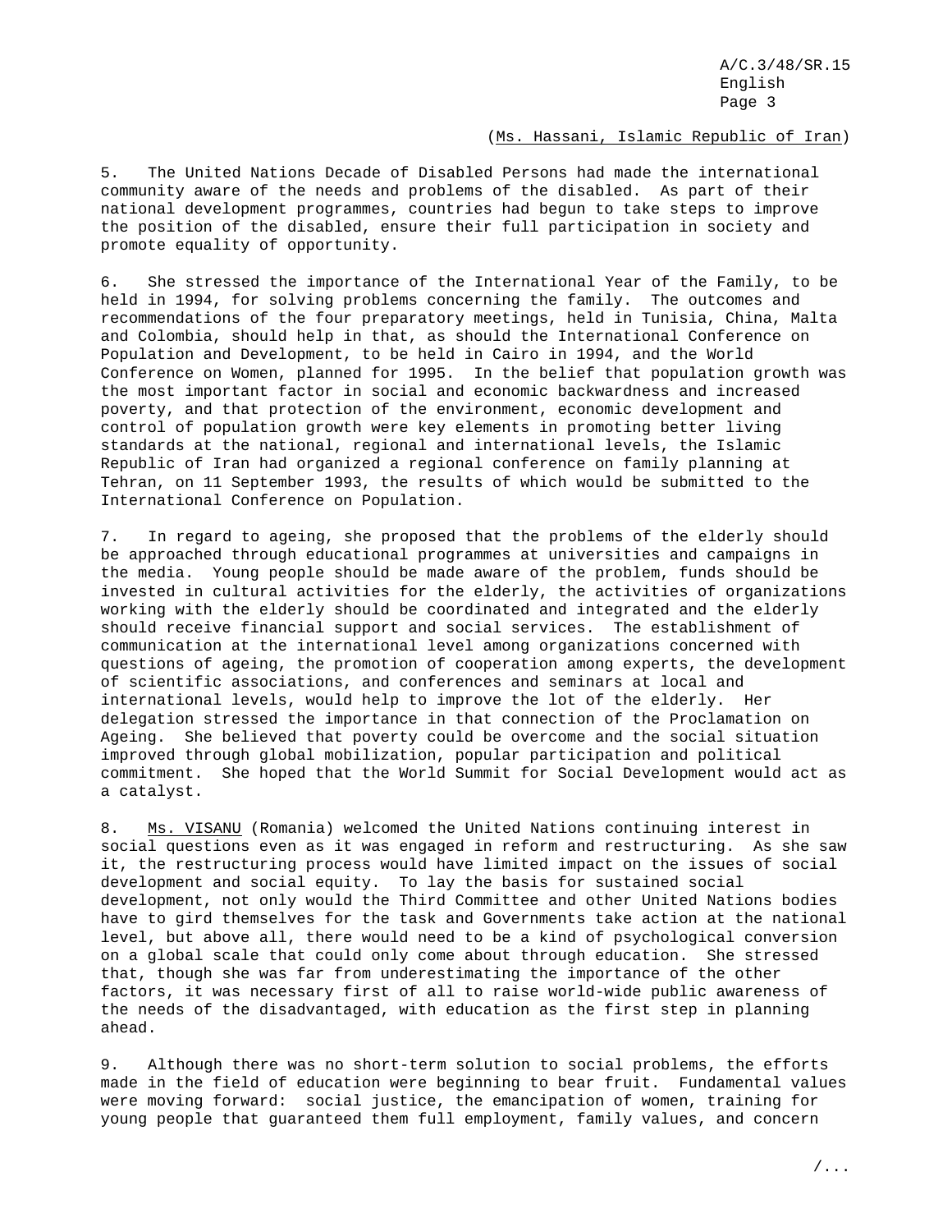(Ms. Hassani, Islamic Republic of Iran)

5. The United Nations Decade of Disabled Persons had made the international community aware of the needs and problems of the disabled. As part of their national development programmes, countries had begun to take steps to improve the position of the disabled, ensure their full participation in society and promote equality of opportunity.

6. She stressed the importance of the International Year of the Family, to be held in 1994, for solving problems concerning the family. The outcomes and recommendations of the four preparatory meetings, held in Tunisia, China, Malta and Colombia, should help in that, as should the International Conference on Population and Development, to be held in Cairo in 1994, and the World Conference on Women, planned for 1995. In the belief that population growth was the most important factor in social and economic backwardness and increased poverty, and that protection of the environment, economic development and control of population growth were key elements in promoting better living standards at the national, regional and international levels, the Islamic Republic of Iran had organized a regional conference on family planning at Tehran, on 11 September 1993, the results of which would be submitted to the International Conference on Population.

7. In regard to ageing, she proposed that the problems of the elderly should be approached through educational programmes at universities and campaigns in the media. Young people should be made aware of the problem, funds should be invested in cultural activities for the elderly, the activities of organizations working with the elderly should be coordinated and integrated and the elderly should receive financial support and social services. The establishment of communication at the international level among organizations concerned with questions of ageing, the promotion of cooperation among experts, the development of scientific associations, and conferences and seminars at local and international levels, would help to improve the lot of the elderly. Her delegation stressed the importance in that connection of the Proclamation on Ageing. She believed that poverty could be overcome and the social situation improved through global mobilization, popular participation and political commitment. She hoped that the World Summit for Social Development would act as a catalyst.

8. Ms. VISANU (Romania) welcomed the United Nations continuing interest in social questions even as it was engaged in reform and restructuring. As she saw it, the restructuring process would have limited impact on the issues of social development and social equity. To lay the basis for sustained social development, not only would the Third Committee and other United Nations bodies have to gird themselves for the task and Governments take action at the national level, but above all, there would need to be a kind of psychological conversion on a global scale that could only come about through education. She stressed that, though she was far from underestimating the importance of the other factors, it was necessary first of all to raise world-wide public awareness of the needs of the disadvantaged, with education as the first step in planning ahead.

9. Although there was no short-term solution to social problems, the efforts made in the field of education were beginning to bear fruit. Fundamental values were moving forward: social justice, the emancipation of women, training for young people that guaranteed them full employment, family values, and concern

/...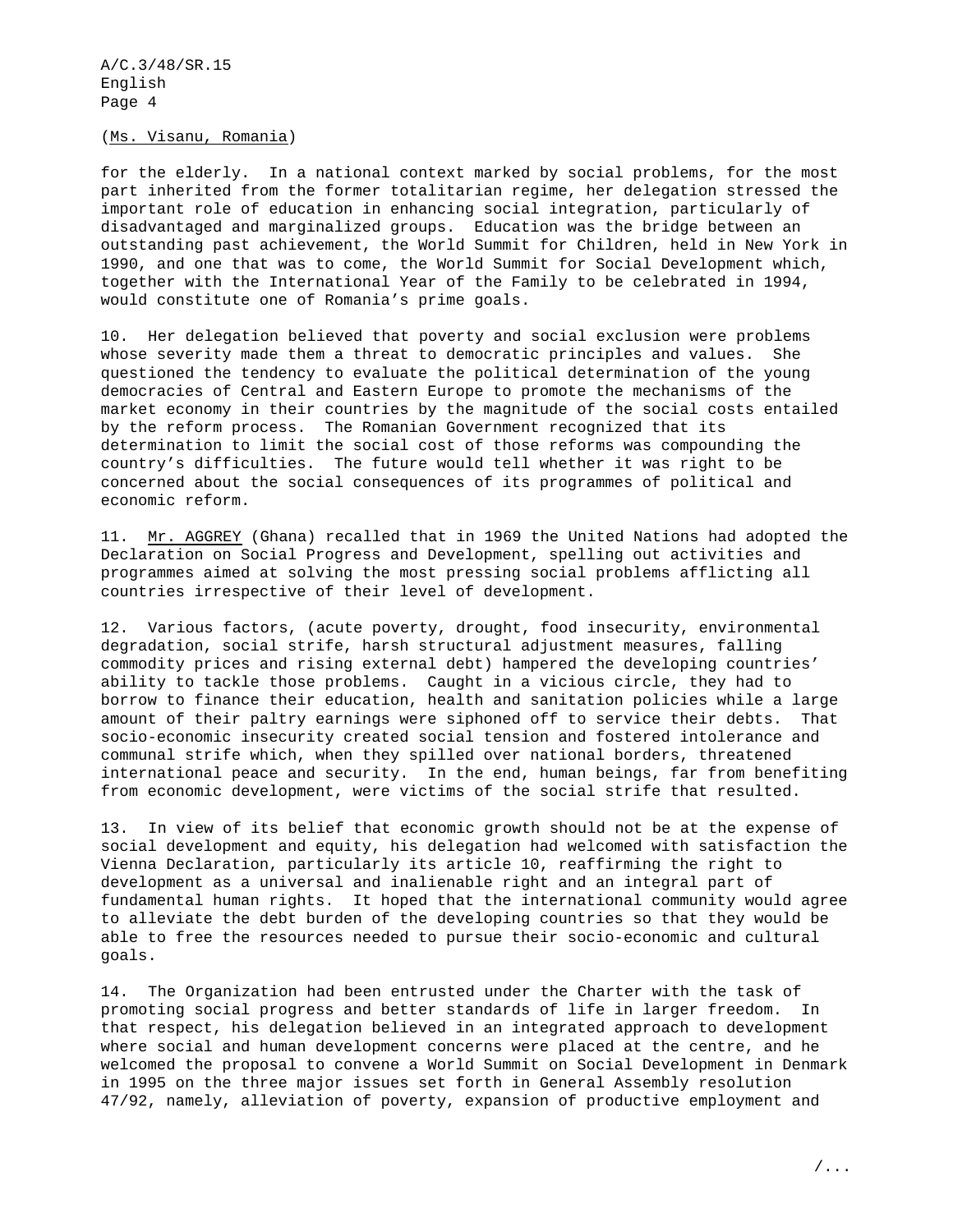(Ms. Visanu, Romania)

for the elderly. In a national context marked by social problems, for the most part inherited from the former totalitarian regime, her delegation stressed the important role of education in enhancing social integration, particularly of disadvantaged and marginalized groups. Education was the bridge between an outstanding past achievement, the World Summit for Children, held in New York in 1990, and one that was to come, the World Summit for Social Development which, together with the International Year of the Family to be celebrated in 1994, would constitute one of Romania's prime goals.

10. Her delegation believed that poverty and social exclusion were problems whose severity made them a threat to democratic principles and values. She questioned the tendency to evaluate the political determination of the young democracies of Central and Eastern Europe to promote the mechanisms of the market economy in their countries by the magnitude of the social costs entailed by the reform process. The Romanian Government recognized that its determination to limit the social cost of those reforms was compounding the country's difficulties. The future would tell whether it was right to be concerned about the social consequences of its programmes of political and economic reform.

11. Mr. AGGREY (Ghana) recalled that in 1969 the United Nations had adopted the Declaration on Social Progress and Development, spelling out activities and programmes aimed at solving the most pressing social problems afflicting all countries irrespective of their level of development.

12. Various factors, (acute poverty, drought, food insecurity, environmental degradation, social strife, harsh structural adjustment measures, falling commodity prices and rising external debt) hampered the developing countries' ability to tackle those problems. Caught in a vicious circle, they had to borrow to finance their education, health and sanitation policies while a large amount of their paltry earnings were siphoned off to service their debts. That socio-economic insecurity created social tension and fostered intolerance and communal strife which, when they spilled over national borders, threatened international peace and security. In the end, human beings, far from benefiting from economic development, were victims of the social strife that resulted.

13. In view of its belief that economic growth should not be at the expense of social development and equity, his delegation had welcomed with satisfaction the Vienna Declaration, particularly its article 10, reaffirming the right to development as a universal and inalienable right and an integral part of fundamental human rights. It hoped that the international community would agree to alleviate the debt burden of the developing countries so that they would be able to free the resources needed to pursue their socio-economic and cultural goals.

14. The Organization had been entrusted under the Charter with the task of promoting social progress and better standards of life in larger freedom. In that respect, his delegation believed in an integrated approach to development where social and human development concerns were placed at the centre, and he welcomed the proposal to convene a World Summit on Social Development in Denmark in 1995 on the three major issues set forth in General Assembly resolution 47/92, namely, alleviation of poverty, expansion of productive employment and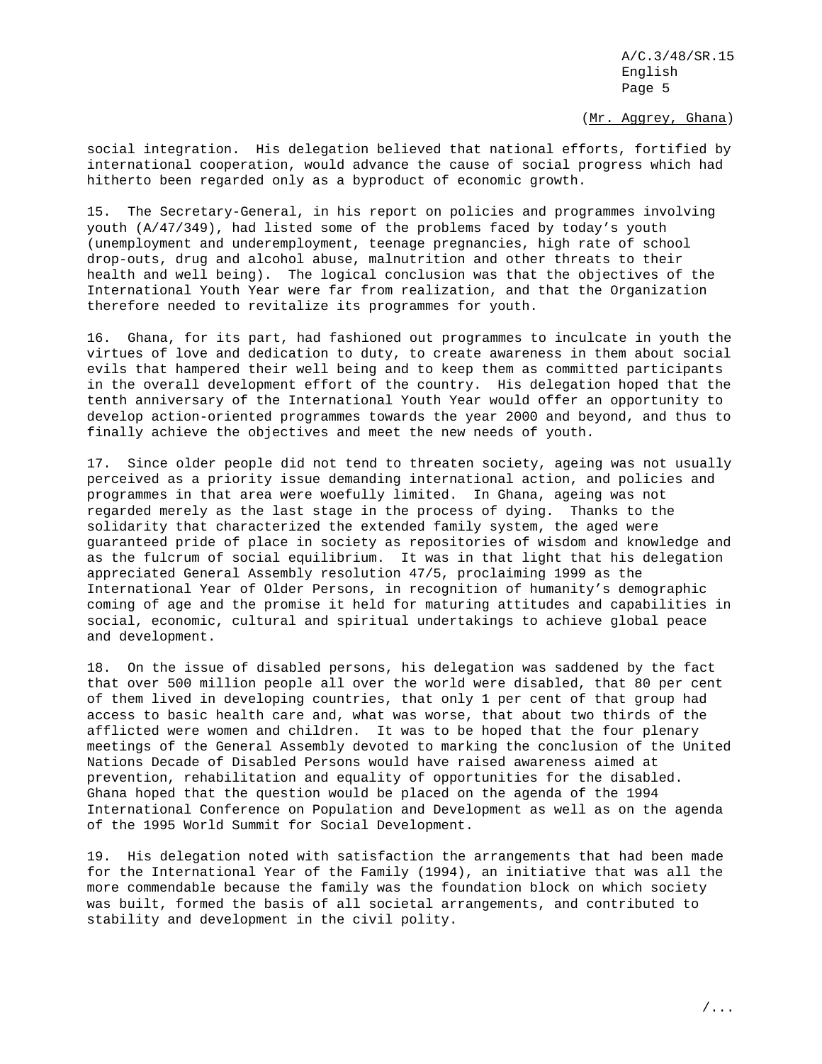(Mr. Aggrey, Ghana)

social integration. His delegation believed that national efforts, fortified by international cooperation, would advance the cause of social progress which had hitherto been regarded only as a byproduct of economic growth.

15. The Secretary-General, in his report on policies and programmes involving youth (A/47/349), had listed some of the problems faced by today's youth (unemployment and underemployment, teenage pregnancies, high rate of school drop-outs, drug and alcohol abuse, malnutrition and other threats to their health and well being). The logical conclusion was that the objectives of the International Youth Year were far from realization, and that the Organization therefore needed to revitalize its programmes for youth.

16. Ghana, for its part, had fashioned out programmes to inculcate in youth the virtues of love and dedication to duty, to create awareness in them about social evils that hampered their well being and to keep them as committed participants in the overall development effort of the country. His delegation hoped that the tenth anniversary of the International Youth Year would offer an opportunity to develop action-oriented programmes towards the year 2000 and beyond, and thus to finally achieve the objectives and meet the new needs of youth.

17. Since older people did not tend to threaten society, ageing was not usually perceived as a priority issue demanding international action, and policies and programmes in that area were woefully limited. In Ghana, ageing was not regarded merely as the last stage in the process of dying. Thanks to the solidarity that characterized the extended family system, the aged were guaranteed pride of place in society as repositories of wisdom and knowledge and as the fulcrum of social equilibrium. It was in that light that his delegation appreciated General Assembly resolution 47/5, proclaiming 1999 as the International Year of Older Persons, in recognition of humanity's demographic coming of age and the promise it held for maturing attitudes and capabilities in social, economic, cultural and spiritual undertakings to achieve global peace and development.

18. On the issue of disabled persons, his delegation was saddened by the fact that over 500 million people all over the world were disabled, that 80 per cent of them lived in developing countries, that only 1 per cent of that group had access to basic health care and, what was worse, that about two thirds of the afflicted were women and children. It was to be hoped that the four plenary meetings of the General Assembly devoted to marking the conclusion of the United Nations Decade of Disabled Persons would have raised awareness aimed at prevention, rehabilitation and equality of opportunities for the disabled. Ghana hoped that the question would be placed on the agenda of the 1994 International Conference on Population and Development as well as on the agenda of the 1995 World Summit for Social Development.

19. His delegation noted with satisfaction the arrangements that had been made for the International Year of the Family (1994), an initiative that was all the more commendable because the family was the foundation block on which society was built, formed the basis of all societal arrangements, and contributed to stability and development in the civil polity.

/...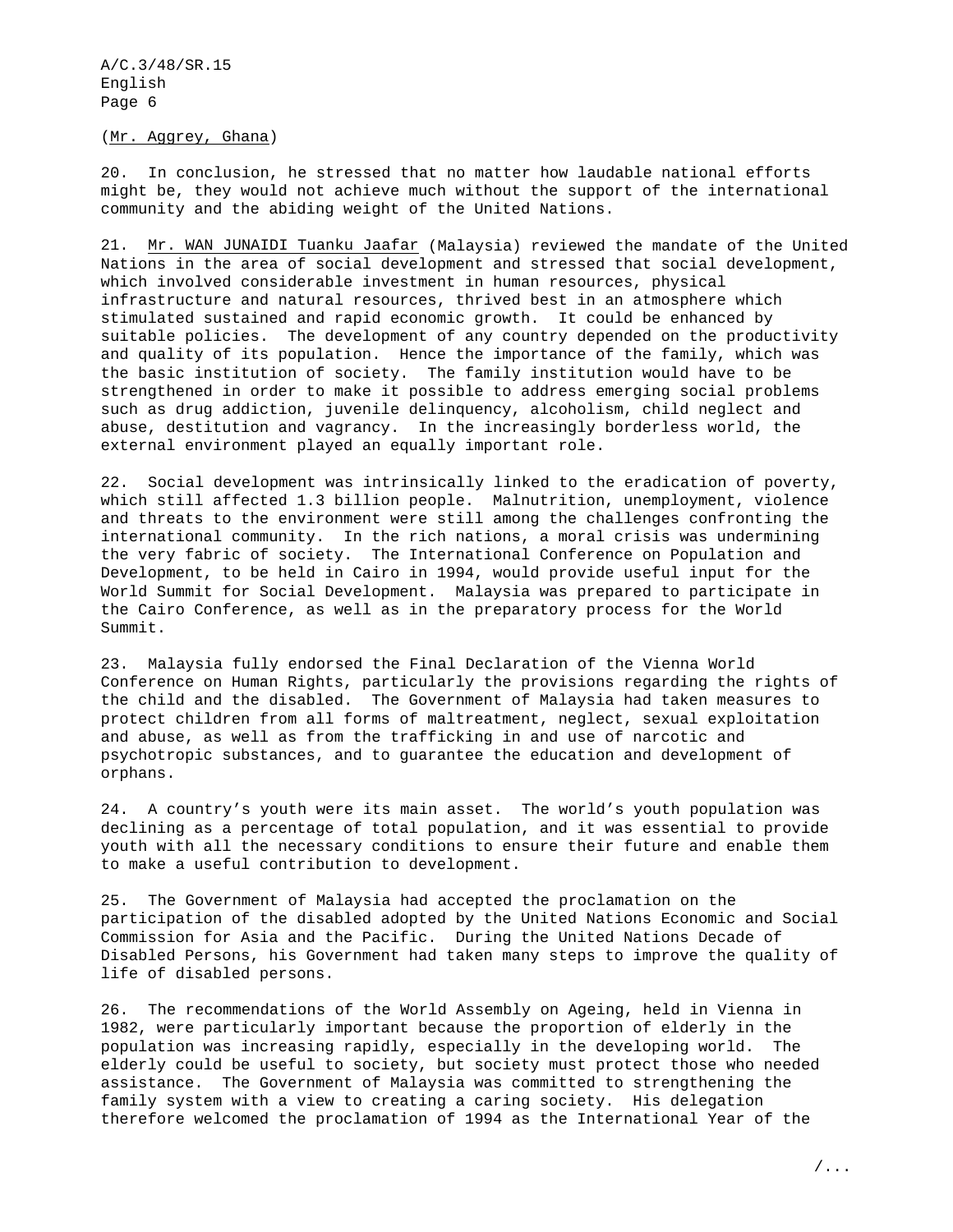(Mr. Aggrey, Ghana)

20. In conclusion, he stressed that no matter how laudable national efforts might be, they would not achieve much without the support of the international community and the abiding weight of the United Nations.

21. Mr. WAN JUNAIDI Tuanku Jaafar (Malaysia) reviewed the mandate of the United Nations in the area of social development and stressed that social development, which involved considerable investment in human resources, physical infrastructure and natural resources, thrived best in an atmosphere which stimulated sustained and rapid economic growth. It could be enhanced by suitable policies. The development of any country depended on the productivity and quality of its population. Hence the importance of the family, which was the basic institution of society. The family institution would have to be strengthened in order to make it possible to address emerging social problems such as drug addiction, juvenile delinquency, alcoholism, child neglect and abuse, destitution and vagrancy. In the increasingly borderless world, the external environment played an equally important role.

22. Social development was intrinsically linked to the eradication of poverty, which still affected 1.3 billion people. Malnutrition, unemployment, violence and threats to the environment were still among the challenges confronting the international community. In the rich nations, a moral crisis was undermining the very fabric of society. The International Conference on Population and Development, to be held in Cairo in 1994, would provide useful input for the World Summit for Social Development. Malaysia was prepared to participate in the Cairo Conference, as well as in the preparatory process for the World Summit.

23. Malaysia fully endorsed the Final Declaration of the Vienna World Conference on Human Rights, particularly the provisions regarding the rights of the child and the disabled. The Government of Malaysia had taken measures to protect children from all forms of maltreatment, neglect, sexual exploitation and abuse, as well as from the trafficking in and use of narcotic and psychotropic substances, and to guarantee the education and development of orphans.

24. A country's youth were its main asset. The world's youth population was declining as a percentage of total population, and it was essential to provide youth with all the necessary conditions to ensure their future and enable them to make a useful contribution to development.

25. The Government of Malaysia had accepted the proclamation on the participation of the disabled adopted by the United Nations Economic and Social Commission for Asia and the Pacific. During the United Nations Decade of Disabled Persons, his Government had taken many steps to improve the quality of life of disabled persons.

26. The recommendations of the World Assembly on Ageing, held in Vienna in 1982, were particularly important because the proportion of elderly in the population was increasing rapidly, especially in the developing world. The elderly could be useful to society, but society must protect those who needed assistance. The Government of Malaysia was committed to strengthening the family system with a view to creating a caring society. His delegation therefore welcomed the proclamation of 1994 as the International Year of the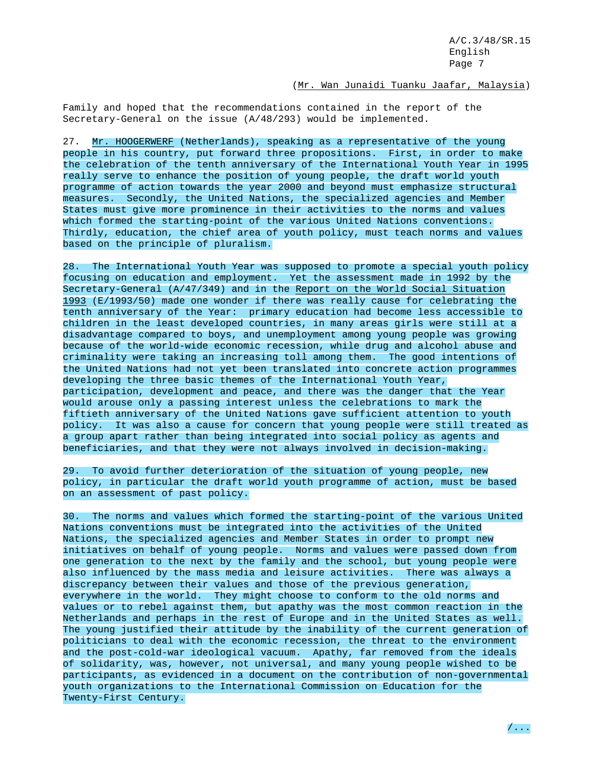(Mr. Wan Junaidi Tuanku Jaafar, Malaysia)

Family and hoped that the recommendations contained in the report of the Secretary-General on the issue (A/48/293) would be implemented.

27. Mr. HOOGERWERF (Netherlands), speaking as a representative of the young people in his country, put forward three propositions. First, in order to make the celebration of the tenth anniversary of the International Youth Year in 1995 really serve to enhance the position of young people, the draft world youth programme of action towards the year 2000 and beyond must emphasize structural measures. Secondly, the United Nations, the specialized agencies and Member States must give more prominence in their activities to the norms and values which formed the starting-point of the various United Nations conventions. Thirdly, education, the chief area of youth policy, must teach norms and values based on the principle of pluralism.

28. The International Youth Year was supposed to promote a special youth policy focusing on education and employment. Yet the assessment made in 1992 by the Secretary-General (A/47/349) and in the Report on the World Social Situation 1993 (E/1993/50) made one wonder if there was really cause for celebrating the tenth anniversary of the Year: primary education had become less accessible to children in the least developed countries, in many areas girls were still at a disadvantage compared to boys, and unemployment among young people was growing because of the world-wide economic recession, while drug and alcohol abuse and criminality were taking an increasing toll among them. The good intentions of the United Nations had not yet been translated into concrete action programmes developing the three basic themes of the International Youth Year, participation, development and peace, and there was the danger that the Year would arouse only a passing interest unless the celebrations to mark the fiftieth anniversary of the United Nations gave sufficient attention to youth policy. It was also a cause for concern that young people were still treated as a group apart rather than being integrated into social policy as agents and beneficiaries, and that they were not always involved in decision-making.

29. To avoid further deterioration of the situation of young people, new policy, in particular the draft world youth programme of action, must be based on an assessment of past policy.

30. The norms and values which formed the starting-point of the various United Nations conventions must be integrated into the activities of the United Nations, the specialized agencies and Member States in order to prompt new initiatives on behalf of young people. Norms and values were passed down from one generation to the next by the family and the school, but young people were also influenced by the mass media and leisure activities. There was always a discrepancy between their values and those of the previous generation, everywhere in the world. They might choose to conform to the old norms and values or to rebel against them, but apathy was the most common reaction in the Netherlands and perhaps in the rest of Europe and in the United States as well. The young justified their attitude by the inability of the current generation of politicians to deal with the economic recession, the threat to the environment and the post-cold-war ideological vacuum. Apathy, far removed from the ideals of solidarity, was, however, not universal, and many young people wished to be participants, as evidenced in a document on the contribution of non-governmental youth organizations to the International Commission on Education for the Twenty-First Century.

/...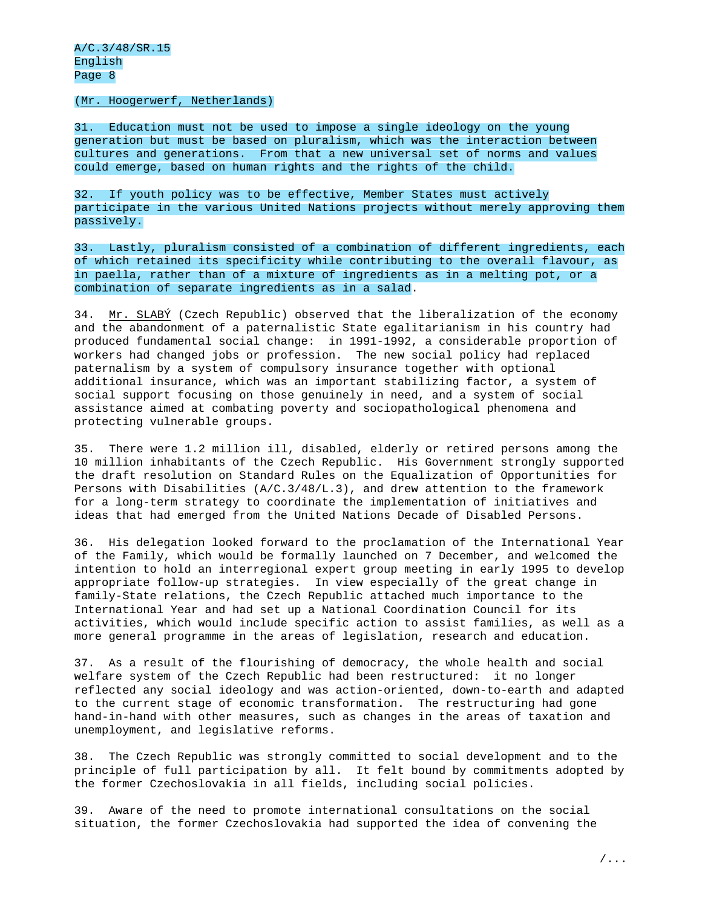(Mr. Hoogerwerf, Netherlands)

31. Education must not be used to impose a single ideology on the young generation but must be based on pluralism, which was the interaction between cultures and generations. From that a new universal set of norms and values could emerge, based on human rights and the rights of the child.

32. If youth policy was to be effective, Member States must actively participate in the various United Nations projects without merely approving them passively.

33. Lastly, pluralism consisted of a combination of different ingredients, each of which retained its specificity while contributing to the overall flavour, as in paella, rather than of a mixture of ingredients as in a melting pot, or a combination of separate ingredients as in a salad.

34. Mr. SLABÝ (Czech Republic) observed that the liberalization of the economy and the abandonment of a paternalistic State egalitarianism in his country had produced fundamental social change: in 1991-1992, a considerable proportion of workers had changed jobs or profession. The new social policy had replaced paternalism by a system of compulsory insurance together with optional additional insurance, which was an important stabilizing factor, a system of social support focusing on those genuinely in need, and a system of social assistance aimed at combating poverty and sociopathological phenomena and protecting vulnerable groups.

35. There were 1.2 million ill, disabled, elderly or retired persons among the 10 million inhabitants of the Czech Republic. His Government strongly supported the draft resolution on Standard Rules on the Equalization of Opportunities for Persons with Disabilities (A/C.3/48/L.3), and drew attention to the framework for a long-term strategy to coordinate the implementation of initiatives and ideas that had emerged from the United Nations Decade of Disabled Persons.

36. His delegation looked forward to the proclamation of the International Year of the Family, which would be formally launched on 7 December, and welcomed the intention to hold an interregional expert group meeting in early 1995 to develop appropriate follow-up strategies. In view especially of the great change in family-State relations, the Czech Republic attached much importance to the International Year and had set up a National Coordination Council for its activities, which would include specific action to assist families, as well as a more general programme in the areas of legislation, research and education.

37. As a result of the flourishing of democracy, the whole health and social welfare system of the Czech Republic had been restructured: it no longer reflected any social ideology and was action-oriented, down-to-earth and adapted to the current stage of economic transformation. The restructuring had gone hand-in-hand with other measures, such as changes in the areas of taxation and unemployment, and legislative reforms.

38. The Czech Republic was strongly committed to social development and to the principle of full participation by all. It felt bound by commitments adopted by the former Czechoslovakia in all fields, including social policies.

39. Aware of the need to promote international consultations on the social situation, the former Czechoslovakia had supported the idea of convening the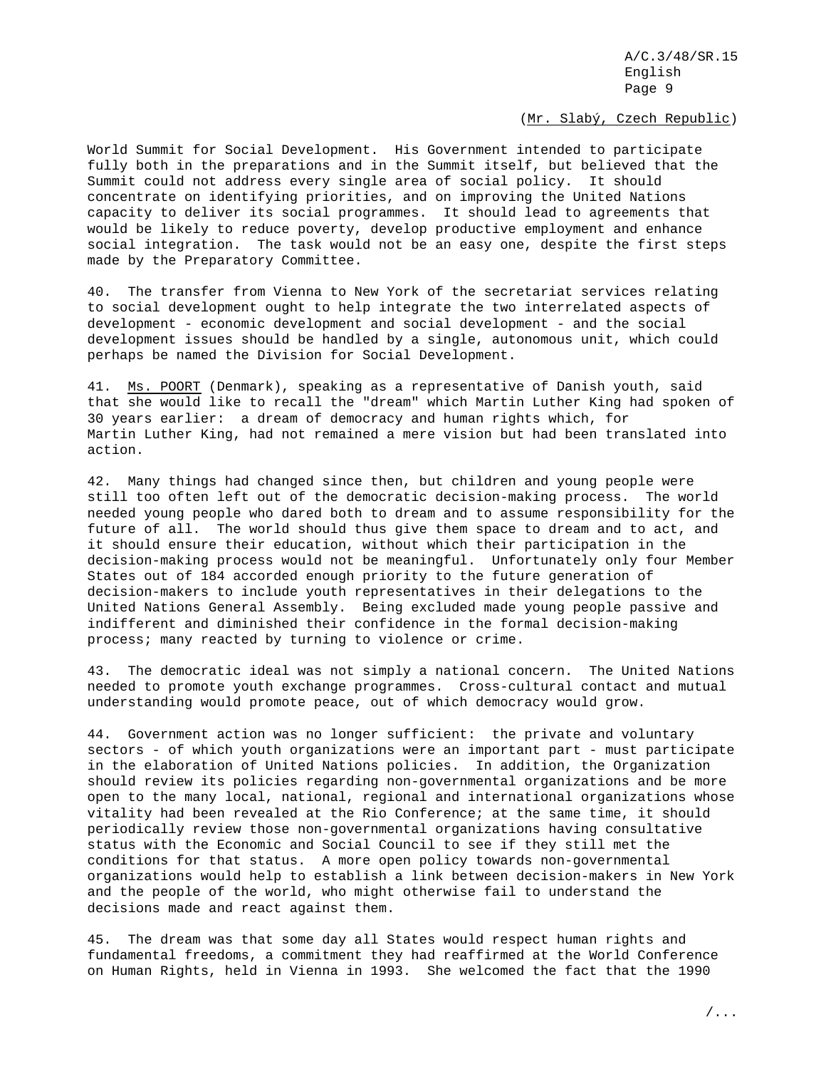(Mr. Slabý, Czech Republic)

World Summit for Social Development. His Government intended to participate fully both in the preparations and in the Summit itself, but believed that the Summit could not address every single area of social policy. It should concentrate on identifying priorities, and on improving the United Nations capacity to deliver its social programmes. It should lead to agreements that would be likely to reduce poverty, develop productive employment and enhance social integration. The task would not be an easy one, despite the first steps made by the Preparatory Committee.

40. The transfer from Vienna to New York of the secretariat services relating to social development ought to help integrate the two interrelated aspects of development - economic development and social development - and the social development issues should be handled by a single, autonomous unit, which could perhaps be named the Division for Social Development.

41. Ms. POORT (Denmark), speaking as a representative of Danish youth, said that she would like to recall the "dream" which Martin Luther King had spoken of 30 years earlier: a dream of democracy and human rights which, for Martin Luther King, had not remained a mere vision but had been translated into action.

42. Many things had changed since then, but children and young people were still too often left out of the democratic decision-making process. The world needed young people who dared both to dream and to assume responsibility for the future of all. The world should thus give them space to dream and to act, and it should ensure their education, without which their participation in the decision-making process would not be meaningful. Unfortunately only four Member States out of 184 accorded enough priority to the future generation of decision-makers to include youth representatives in their delegations to the United Nations General Assembly. Being excluded made young people passive and indifferent and diminished their confidence in the formal decision-making process; many reacted by turning to violence or crime.

43. The democratic ideal was not simply a national concern. The United Nations needed to promote youth exchange programmes. Cross-cultural contact and mutual understanding would promote peace, out of which democracy would grow.

44. Government action was no longer sufficient: the private and voluntary sectors - of which youth organizations were an important part - must participate in the elaboration of United Nations policies. In addition, the Organization should review its policies regarding non-governmental organizations and be more open to the many local, national, regional and international organizations whose vitality had been revealed at the Rio Conference; at the same time, it should periodically review those non-governmental organizations having consultative status with the Economic and Social Council to see if they still met the conditions for that status. A more open policy towards non-governmental organizations would help to establish a link between decision-makers in New York and the people of the world, who might otherwise fail to understand the decisions made and react against them.

45. The dream was that some day all States would respect human rights and fundamental freedoms, a commitment they had reaffirmed at the World Conference on Human Rights, held in Vienna in 1993. She welcomed the fact that the 1990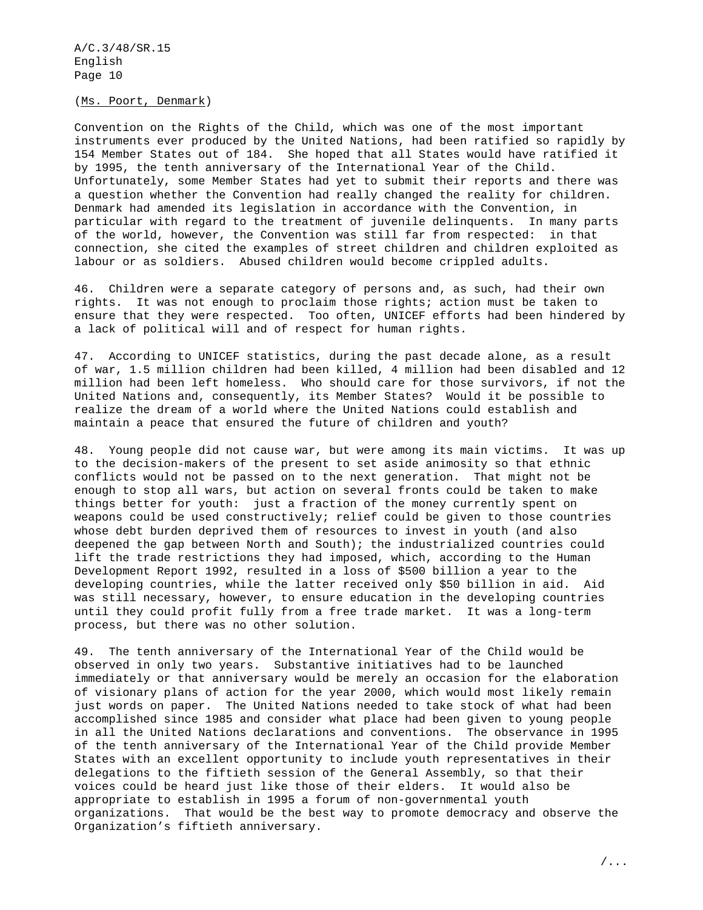(Ms. Poort, Denmark)

Convention on the Rights of the Child, which was one of the most important instruments ever produced by the United Nations, had been ratified so rapidly by 154 Member States out of 184. She hoped that all States would have ratified it by 1995, the tenth anniversary of the International Year of the Child. Unfortunately, some Member States had yet to submit their reports and there was a question whether the Convention had really changed the reality for children. Denmark had amended its legislation in accordance with the Convention, in particular with regard to the treatment of juvenile delinquents. In many parts of the world, however, the Convention was still far from respected: in that connection, she cited the examples of street children and children exploited as labour or as soldiers. Abused children would become crippled adults.

46. Children were a separate category of persons and, as such, had their own rights. It was not enough to proclaim those rights; action must be taken to ensure that they were respected. Too often, UNICEF efforts had been hindered by a lack of political will and of respect for human rights.

47. According to UNICEF statistics, during the past decade alone, as a result of war, 1.5 million children had been killed, 4 million had been disabled and 12 million had been left homeless. Who should care for those survivors, if not the United Nations and, consequently, its Member States? Would it be possible to realize the dream of a world where the United Nations could establish and maintain a peace that ensured the future of children and youth?

48. Young people did not cause war, but were among its main victims. It was up to the decision-makers of the present to set aside animosity so that ethnic conflicts would not be passed on to the next generation. That might not be enough to stop all wars, but action on several fronts could be taken to make things better for youth: just a fraction of the money currently spent on weapons could be used constructively; relief could be given to those countries whose debt burden deprived them of resources to invest in youth (and also deepened the gap between North and South); the industrialized countries could lift the trade restrictions they had imposed, which, according to the Human Development Report 1992, resulted in a loss of $500 billion a year to the developing countries, while the latter received only $50 billion in aid. Aid was still necessary, however, to ensure education in the developing countries until they could profit fully from a free trade market. It was a long-term process, but there was no other solution.

49. The tenth anniversary of the International Year of the Child would be observed in only two years. Substantive initiatives had to be launched immediately or that anniversary would be merely an occasion for the elaboration of visionary plans of action for the year 2000, which would most likely remain just words on paper. The United Nations needed to take stock of what had been accomplished since 1985 and consider what place had been given to young people in all the United Nations declarations and conventions. The observance in 1995 of the tenth anniversary of the International Year of the Child provide Member States with an excellent opportunity to include youth representatives in their delegations to the fiftieth session of the General Assembly, so that their voices could be heard just like those of their elders. It would also be appropriate to establish in 1995 a forum of non-governmental youth organizations. That would be the best way to promote democracy and observe the Organization's fiftieth anniversary.

/...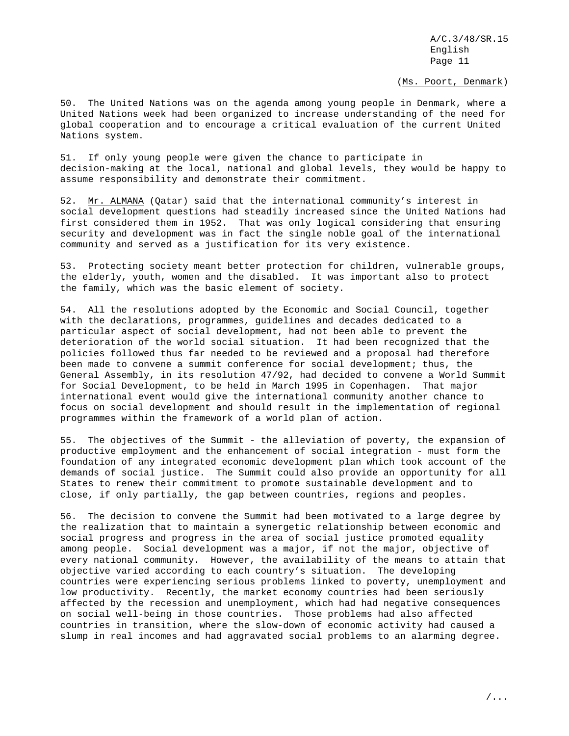(Ms. Poort, Denmark)

50. The United Nations was on the agenda among young people in Denmark, where a United Nations week had been organized to increase understanding of the need for global cooperation and to encourage a critical evaluation of the current United Nations system.

51. If only young people were given the chance to participate in decision-making at the local, national and global levels, they would be happy to assume responsibility and demonstrate their commitment.

52. Mr. ALMANA (Qatar) said that the international community's interest in social development questions had steadily increased since the United Nations had first considered them in 1952. That was only logical considering that ensuring security and development was in fact the single noble goal of the international community and served as a justification for its very existence.

53. Protecting society meant better protection for children, vulnerable groups, the elderly, youth, women and the disabled. It was important also to protect the family, which was the basic element of society.

54. All the resolutions adopted by the Economic and Social Council, together with the declarations, programmes, guidelines and decades dedicated to a particular aspect of social development, had not been able to prevent the deterioration of the world social situation. It had been recognized that the policies followed thus far needed to be reviewed and a proposal had therefore been made to convene a summit conference for social development; thus, the General Assembly, in its resolution 47/92, had decided to convene a World Summit for Social Development, to be held in March 1995 in Copenhagen. That major international event would give the international community another chance to focus on social development and should result in the implementation of regional programmes within the framework of a world plan of action.

55. The objectives of the Summit - the alleviation of poverty, the expansion of productive employment and the enhancement of social integration - must form the foundation of any integrated economic development plan which took account of the demands of social justice. The Summit could also provide an opportunity for all States to renew their commitment to promote sustainable development and to close, if only partially, the gap between countries, regions and peoples.

56. The decision to convene the Summit had been motivated to a large degree by the realization that to maintain a synergetic relationship between economic and social progress and progress in the area of social justice promoted equality among people. Social development was a major, if not the major, objective of every national community. However, the availability of the means to attain that objective varied according to each country's situation. The developing countries were experiencing serious problems linked to poverty, unemployment and low productivity. Recently, the market economy countries had been seriously affected by the recession and unemployment, which had had negative consequences on social well-being in those countries. Those problems had also affected countries in transition, where the slow-down of economic activity had caused a slump in real incomes and had aggravated social problems to an alarming degree.

/...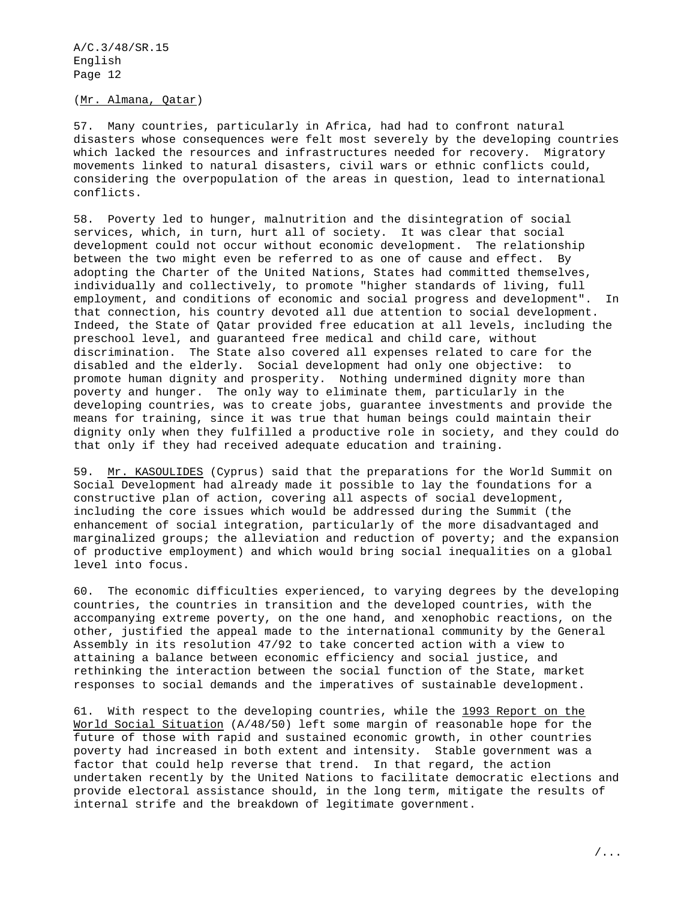(Mr. Almana, Qatar)

57. Many countries, particularly in Africa, had had to confront natural disasters whose consequences were felt most severely by the developing countries which lacked the resources and infrastructures needed for recovery. Migratory movements linked to natural disasters, civil wars or ethnic conflicts could, considering the overpopulation of the areas in question, lead to international conflicts.

58. Poverty led to hunger, malnutrition and the disintegration of social services, which, in turn, hurt all of society. It was clear that social development could not occur without economic development. The relationship between the two might even be referred to as one of cause and effect. By adopting the Charter of the United Nations, States had committed themselves, individually and collectively, to promote "higher standards of living, full employment, and conditions of economic and social progress and development". In that connection, his country devoted all due attention to social development. Indeed, the State of Qatar provided free education at all levels, including the preschool level, and guaranteed free medical and child care, without discrimination. The State also covered all expenses related to care for the disabled and the elderly. Social development had only one objective: to promote human dignity and prosperity. Nothing undermined dignity more than poverty and hunger. The only way to eliminate them, particularly in the developing countries, was to create jobs, guarantee investments and provide the means for training, since it was true that human beings could maintain their dignity only when they fulfilled a productive role in society, and they could do that only if they had received adequate education and training.

59. Mr. KASOULIDES (Cyprus) said that the preparations for the World Summit on Social Development had already made it possible to lay the foundations for a constructive plan of action, covering all aspects of social development, including the core issues which would be addressed during the Summit (the enhancement of social integration, particularly of the more disadvantaged and marginalized groups; the alleviation and reduction of poverty; and the expansion of productive employment) and which would bring social inequalities on a global level into focus.

60. The economic difficulties experienced, to varying degrees by the developing countries, the countries in transition and the developed countries, with the accompanying extreme poverty, on the one hand, and xenophobic reactions, on the other, justified the appeal made to the international community by the General Assembly in its resolution 47/92 to take concerted action with a view to attaining a balance between economic efficiency and social justice, and rethinking the interaction between the social function of the State, market responses to social demands and the imperatives of sustainable development.

61. With respect to the developing countries, while the 1993 Report on the World Social Situation (A/48/50) left some margin of reasonable hope for the future of those with rapid and sustained economic growth, in other countries poverty had increased in both extent and intensity. Stable government was a factor that could help reverse that trend. In that regard, the action undertaken recently by the United Nations to facilitate democratic elections and provide electoral assistance should, in the long term, mitigate the results of internal strife and the breakdown of legitimate government.

/...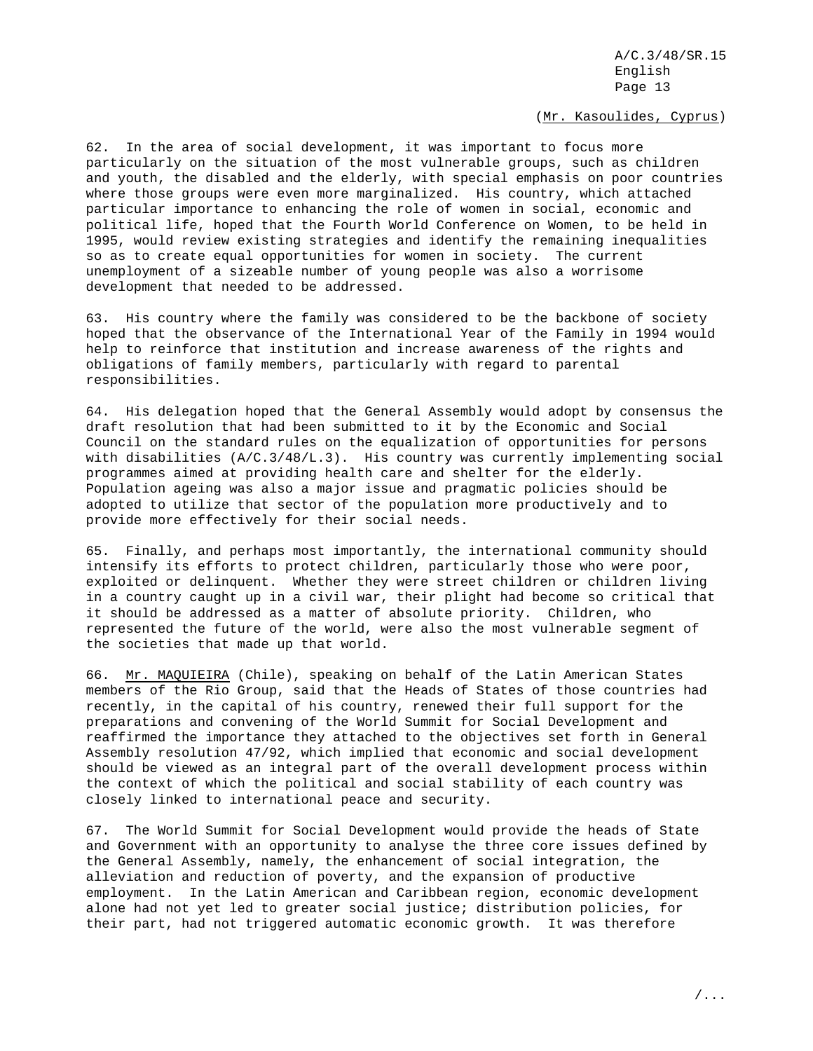(Mr. Kasoulides, Cyprus)

62. In the area of social development, it was important to focus more particularly on the situation of the most vulnerable groups, such as children and youth, the disabled and the elderly, with special emphasis on poor countries where those groups were even more marginalized. His country, which attached particular importance to enhancing the role of women in social, economic and political life, hoped that the Fourth World Conference on Women, to be held in 1995, would review existing strategies and identify the remaining inequalities so as to create equal opportunities for women in society. The current unemployment of a sizeable number of young people was also a worrisome development that needed to be addressed.

63. His country where the family was considered to be the backbone of society hoped that the observance of the International Year of the Family in 1994 would help to reinforce that institution and increase awareness of the rights and obligations of family members, particularly with regard to parental responsibilities.

64. His delegation hoped that the General Assembly would adopt by consensus the draft resolution that had been submitted to it by the Economic and Social Council on the standard rules on the equalization of opportunities for persons with disabilities (A/C.3/48/L.3). His country was currently implementing social programmes aimed at providing health care and shelter for the elderly. Population ageing was also a major issue and pragmatic policies should be adopted to utilize that sector of the population more productively and to provide more effectively for their social needs.

65. Finally, and perhaps most importantly, the international community should intensify its efforts to protect children, particularly those who were poor, exploited or delinquent. Whether they were street children or children living in a country caught up in a civil war, their plight had become so critical that it should be addressed as a matter of absolute priority. Children, who represented the future of the world, were also the most vulnerable segment of the societies that made up that world.

66. Mr. MAQUIEIRA (Chile), speaking on behalf of the Latin American States members of the Rio Group, said that the Heads of States of those countries had recently, in the capital of his country, renewed their full support for the preparations and convening of the World Summit for Social Development and reaffirmed the importance they attached to the objectives set forth in General Assembly resolution 47/92, which implied that economic and social development should be viewed as an integral part of the overall development process within the context of which the political and social stability of each country was closely linked to international peace and security.

67. The World Summit for Social Development would provide the heads of State and Government with an opportunity to analyse the three core issues defined by the General Assembly, namely, the enhancement of social integration, the alleviation and reduction of poverty, and the expansion of productive employment. In the Latin American and Caribbean region, economic development alone had not yet led to greater social justice; distribution policies, for their part, had not triggered automatic economic growth. It was therefore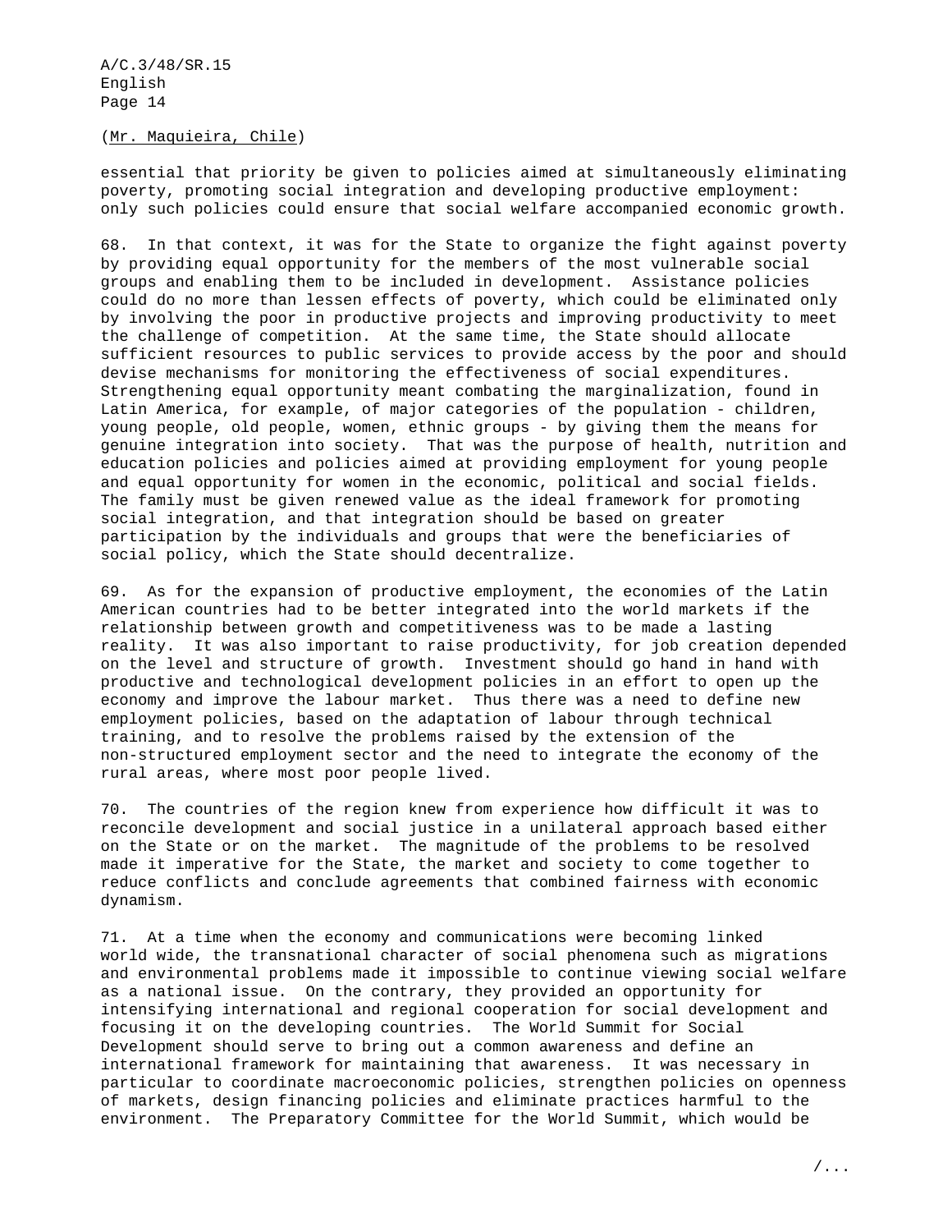(Mr. Maquieira, Chile)

essential that priority be given to policies aimed at simultaneously eliminating poverty, promoting social integration and developing productive employment: only such policies could ensure that social welfare accompanied economic growth.

68. In that context, it was for the State to organize the fight against poverty by providing equal opportunity for the members of the most vulnerable social groups and enabling them to be included in development. Assistance policies could do no more than lessen effects of poverty, which could be eliminated only by involving the poor in productive projects and improving productivity to meet the challenge of competition. At the same time, the State should allocate sufficient resources to public services to provide access by the poor and should devise mechanisms for monitoring the effectiveness of social expenditures. Strengthening equal opportunity meant combating the marginalization, found in Latin America, for example, of major categories of the population - children, young people, old people, women, ethnic groups - by giving them the means for genuine integration into society. That was the purpose of health, nutrition and education policies and policies aimed at providing employment for young people and equal opportunity for women in the economic, political and social fields. The family must be given renewed value as the ideal framework for promoting social integration, and that integration should be based on greater participation by the individuals and groups that were the beneficiaries of social policy, which the State should decentralize.

69. As for the expansion of productive employment, the economies of the Latin American countries had to be better integrated into the world markets if the relationship between growth and competitiveness was to be made a lasting reality. It was also important to raise productivity, for job creation depended on the level and structure of growth. Investment should go hand in hand with productive and technological development policies in an effort to open up the economy and improve the labour market. Thus there was a need to define new employment policies, based on the adaptation of labour through technical training, and to resolve the problems raised by the extension of the non-structured employment sector and the need to integrate the economy of the rural areas, where most poor people lived.

70. The countries of the region knew from experience how difficult it was to reconcile development and social justice in a unilateral approach based either on the State or on the market. The magnitude of the problems to be resolved made it imperative for the State, the market and society to come together to reduce conflicts and conclude agreements that combined fairness with economic dynamism.

71. At a time when the economy and communications were becoming linked world wide, the transnational character of social phenomena such as migrations and environmental problems made it impossible to continue viewing social welfare as a national issue. On the contrary, they provided an opportunity for intensifying international and regional cooperation for social development and focusing it on the developing countries. The World Summit for Social Development should serve to bring out a common awareness and define an international framework for maintaining that awareness. It was necessary in particular to coordinate macroeconomic policies, strengthen policies on openness of markets, design financing policies and eliminate practices harmful to the environment. The Preparatory Committee for the World Summit, which would be

/...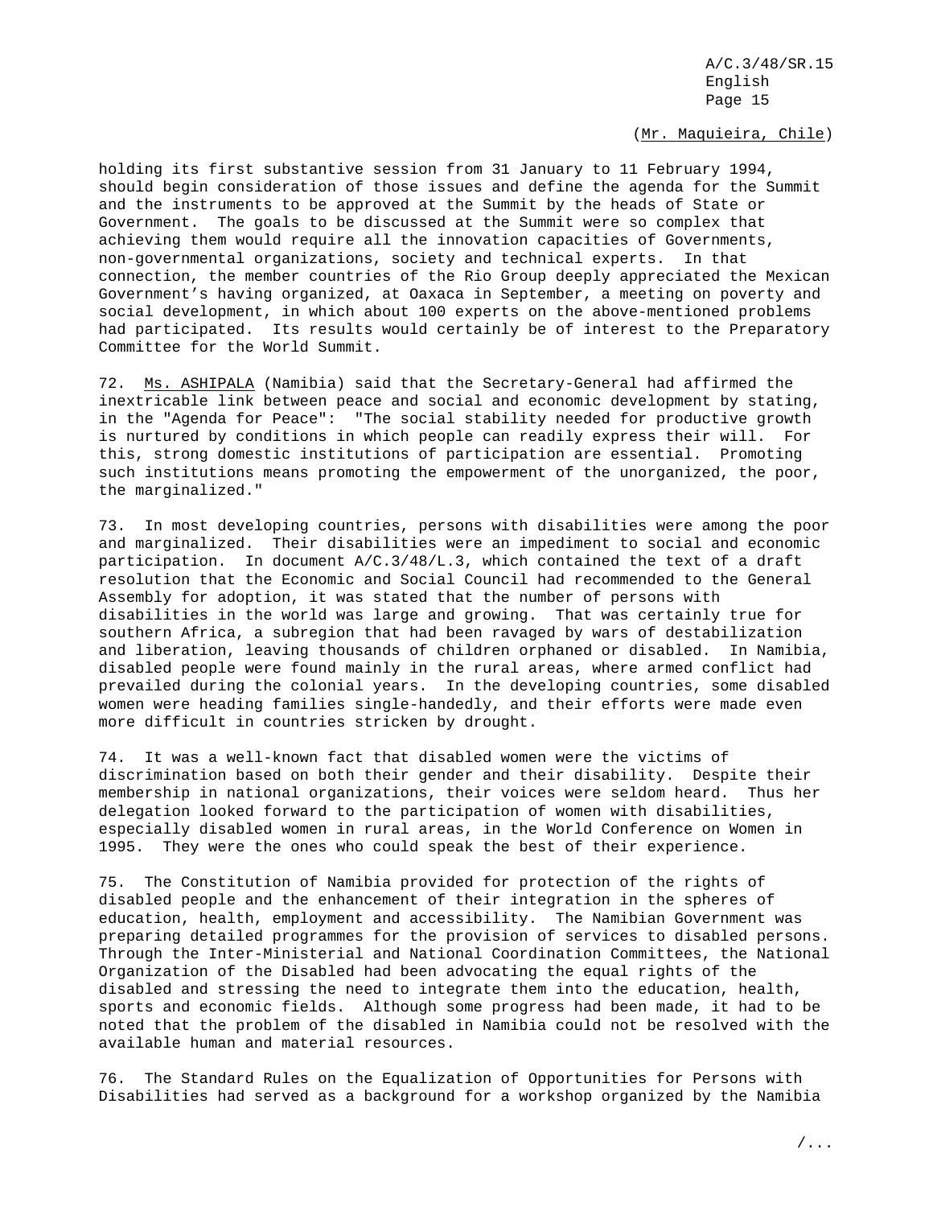(Mr. Maquieira, Chile)

holding its first substantive session from 31 January to 11 February 1994, should begin consideration of those issues and define the agenda for the Summit and the instruments to be approved at the Summit by the heads of State or Government. The goals to be discussed at the Summit were so complex that achieving them would require all the innovation capacities of Governments, non-governmental organizations, society and technical experts. In that connection, the member countries of the Rio Group deeply appreciated the Mexican Government's having organized, at Oaxaca in September, a meeting on poverty and social development, in which about 100 experts on the above-mentioned problems had participated. Its results would certainly be of interest to the Preparatory Committee for the World Summit.

72. Ms. ASHIPALA (Namibia) said that the Secretary-General had affirmed the inextricable link between peace and social and economic development by stating, in the "Agenda for Peace": "The social stability needed for productive growth is nurtured by conditions in which people can readily express their will. For this, strong domestic institutions of participation are essential. Promoting such institutions means promoting the empowerment of the unorganized, the poor, the marginalized."

73. In most developing countries, persons with disabilities were among the poor and marginalized. Their disabilities were an impediment to social and economic participation. In document A/C.3/48/L.3, which contained the text of a draft resolution that the Economic and Social Council had recommended to the General Assembly for adoption, it was stated that the number of persons with disabilities in the world was large and growing. That was certainly true for southern Africa, a subregion that had been ravaged by wars of destabilization and liberation, leaving thousands of children orphaned or disabled. In Namibia, disabled people were found mainly in the rural areas, where armed conflict had prevailed during the colonial years. In the developing countries, some disabled women were heading families single-handedly, and their efforts were made even more difficult in countries stricken by drought.

74. It was a well-known fact that disabled women were the victims of discrimination based on both their gender and their disability. Despite their membership in national organizations, their voices were seldom heard. Thus her delegation looked forward to the participation of women with disabilities, especially disabled women in rural areas, in the World Conference on Women in 1995. They were the ones who could speak the best of their experience.

75. The Constitution of Namibia provided for protection of the rights of disabled people and the enhancement of their integration in the spheres of education, health, employment and accessibility. The Namibian Government was preparing detailed programmes for the provision of services to disabled persons. Through the Inter-Ministerial and National Coordination Committees, the National Organization of the Disabled had been advocating the equal rights of the disabled and stressing the need to integrate them into the education, health, sports and economic fields. Although some progress had been made, it had to be noted that the problem of the disabled in Namibia could not be resolved with the available human and material resources.

76. The Standard Rules on the Equalization of Opportunities for Persons with Disabilities had served as a background for a workshop organized by the Namibia

/...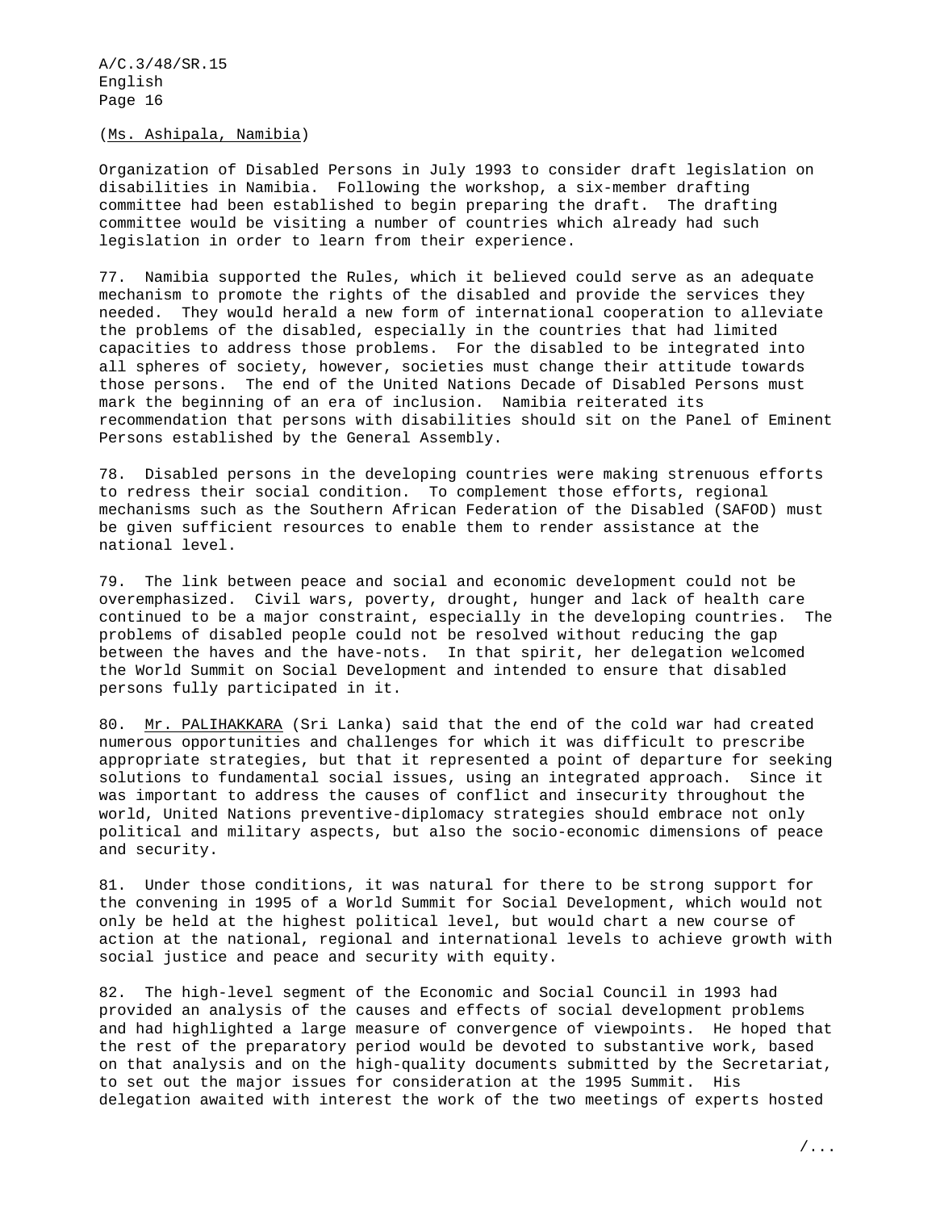(Ms. Ashipala, Namibia)

Organization of Disabled Persons in July 1993 to consider draft legislation on disabilities in Namibia. Following the workshop, a six-member drafting committee had been established to begin preparing the draft. The drafting committee would be visiting a number of countries which already had such legislation in order to learn from their experience.

77. Namibia supported the Rules, which it believed could serve as an adequate mechanism to promote the rights of the disabled and provide the services they needed. They would herald a new form of international cooperation to alleviate the problems of the disabled, especially in the countries that had limited capacities to address those problems. For the disabled to be integrated into all spheres of society, however, societies must change their attitude towards those persons. The end of the United Nations Decade of Disabled Persons must mark the beginning of an era of inclusion. Namibia reiterated its recommendation that persons with disabilities should sit on the Panel of Eminent Persons established by the General Assembly.

78. Disabled persons in the developing countries were making strenuous efforts to redress their social condition. To complement those efforts, regional mechanisms such as the Southern African Federation of the Disabled (SAFOD) must be given sufficient resources to enable them to render assistance at the national level.

79. The link between peace and social and economic development could not be overemphasized. Civil wars, poverty, drought, hunger and lack of health care continued to be a major constraint, especially in the developing countries. The problems of disabled people could not be resolved without reducing the gap between the haves and the have-nots. In that spirit, her delegation welcomed the World Summit on Social Development and intended to ensure that disabled persons fully participated in it.

80. Mr. PALIHAKKARA (Sri Lanka) said that the end of the cold war had created numerous opportunities and challenges for which it was difficult to prescribe appropriate strategies, but that it represented a point of departure for seeking solutions to fundamental social issues, using an integrated approach. Since it was important to address the causes of conflict and insecurity throughout the world, United Nations preventive-diplomacy strategies should embrace not only political and military aspects, but also the socio-economic dimensions of peace and security.

81. Under those conditions, it was natural for there to be strong support for the convening in 1995 of a World Summit for Social Development, which would not only be held at the highest political level, but would chart a new course of action at the national, regional and international levels to achieve growth with social justice and peace and security with equity.

82. The high-level segment of the Economic and Social Council in 1993 had provided an analysis of the causes and effects of social development problems and had highlighted a large measure of convergence of viewpoints. He hoped that the rest of the preparatory period would be devoted to substantive work, based on that analysis and on the high-quality documents submitted by the Secretariat, to set out the major issues for consideration at the 1995 Summit. His delegation awaited with interest the work of the two meetings of experts hosted

/...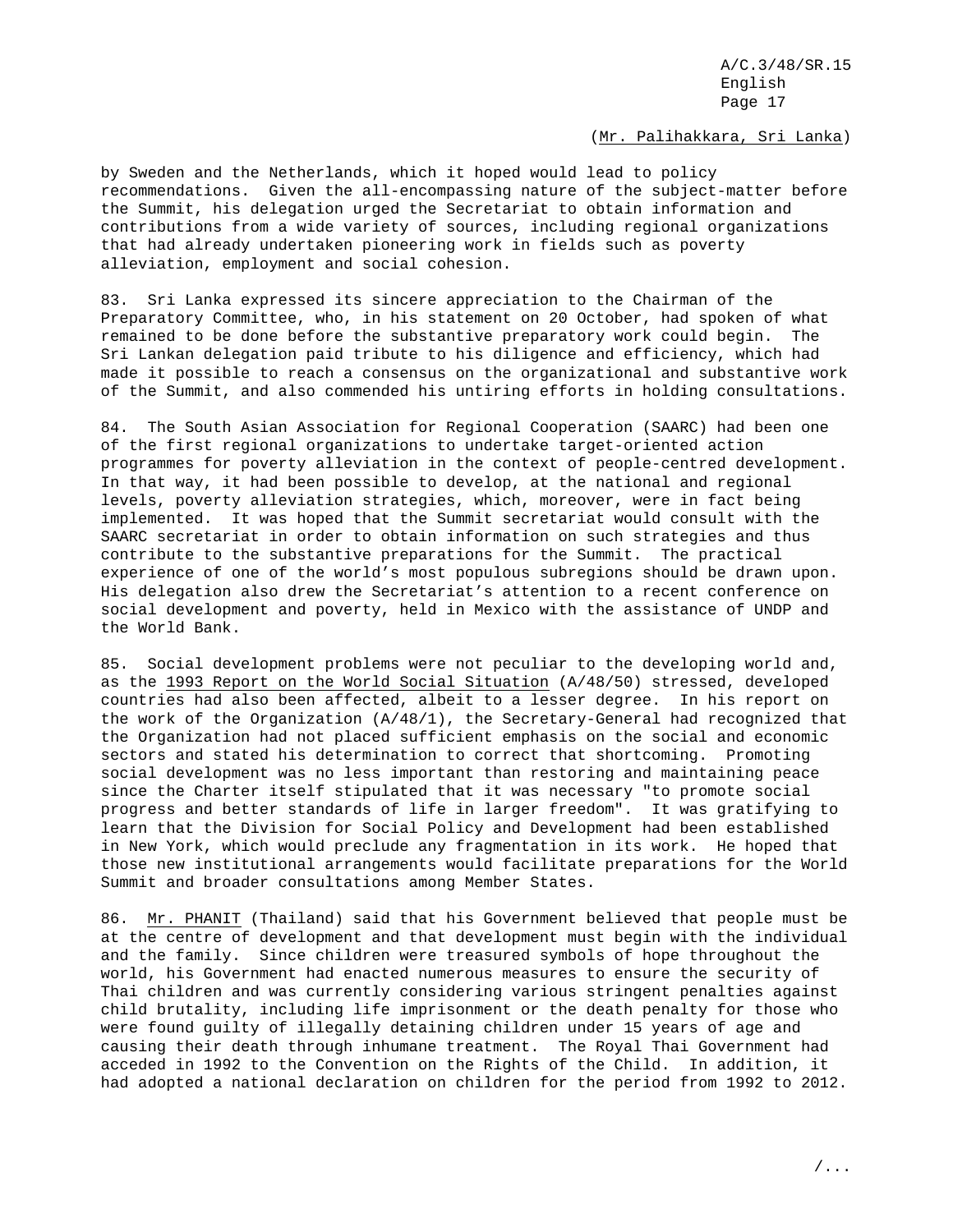(Mr. Palihakkara, Sri Lanka)

by Sweden and the Netherlands, which it hoped would lead to policy recommendations. Given the all-encompassing nature of the subject-matter before the Summit, his delegation urged the Secretariat to obtain information and contributions from a wide variety of sources, including regional organizations that had already undertaken pioneering work in fields such as poverty alleviation, employment and social cohesion.

83. Sri Lanka expressed its sincere appreciation to the Chairman of the Preparatory Committee, who, in his statement on 20 October, had spoken of what remained to be done before the substantive preparatory work could begin. The Sri Lankan delegation paid tribute to his diligence and efficiency, which had made it possible to reach a consensus on the organizational and substantive work of the Summit, and also commended his untiring efforts in holding consultations.

84. The South Asian Association for Regional Cooperation (SAARC) had been one of the first regional organizations to undertake target-oriented action programmes for poverty alleviation in the context of people-centred development. In that way, it had been possible to develop, at the national and regional levels, poverty alleviation strategies, which, moreover, were in fact being implemented. It was hoped that the Summit secretariat would consult with the SAARC secretariat in order to obtain information on such strategies and thus contribute to the substantive preparations for the Summit. The practical experience of one of the world's most populous subregions should be drawn upon. His delegation also drew the Secretariat's attention to a recent conference on social development and poverty, held in Mexico with the assistance of UNDP and the World Bank.

85. Social development problems were not peculiar to the developing world and, as the 1993 Report on the World Social Situation (A/48/50) stressed, developed countries had also been affected, albeit to a lesser degree. In his report on the work of the Organization (A/48/1), the Secretary-General had recognized that the Organization had not placed sufficient emphasis on the social and economic sectors and stated his determination to correct that shortcoming. Promoting social development was no less important than restoring and maintaining peace since the Charter itself stipulated that it was necessary "to promote social progress and better standards of life in larger freedom". It was gratifying to learn that the Division for Social Policy and Development had been established in New York, which would preclude any fragmentation in its work. He hoped that those new institutional arrangements would facilitate preparations for the World Summit and broader consultations among Member States.

86. Mr. PHANIT (Thailand) said that his Government believed that people must be at the centre of development and that development must begin with the individual and the family. Since children were treasured symbols of hope throughout the world, his Government had enacted numerous measures to ensure the security of Thai children and was currently considering various stringent penalties against child brutality, including life imprisonment or the death penalty for those who were found guilty of illegally detaining children under 15 years of age and causing their death through inhumane treatment. The Royal Thai Government had acceded in 1992 to the Convention on the Rights of the Child. In addition, it had adopted a national declaration on children for the period from 1992 to 2012.

/...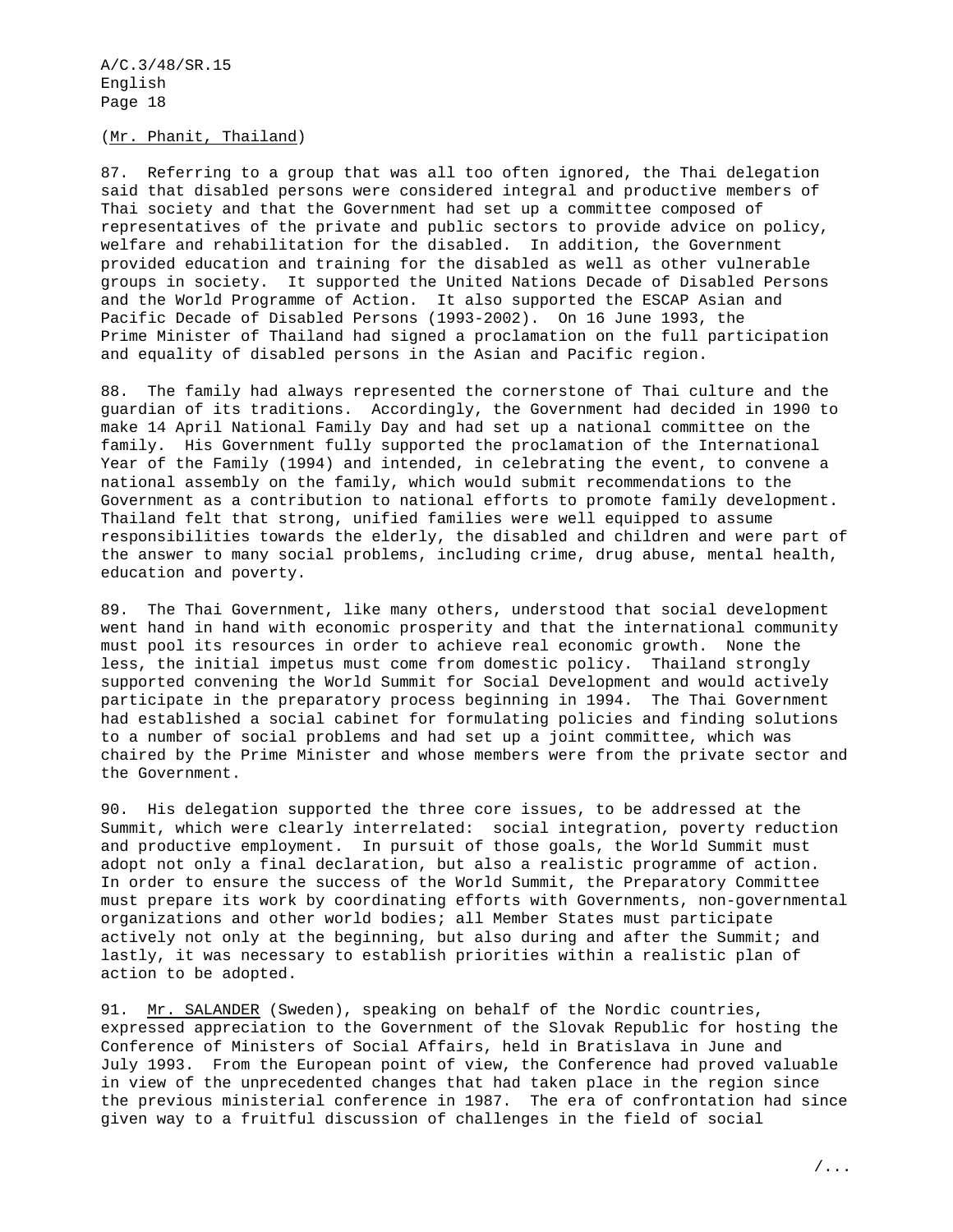(Mr. Phanit, Thailand)

87. Referring to a group that was all too often ignored, the Thai delegation said that disabled persons were considered integral and productive members of Thai society and that the Government had set up a committee composed of representatives of the private and public sectors to provide advice on policy, welfare and rehabilitation for the disabled. In addition, the Government provided education and training for the disabled as well as other vulnerable groups in society. It supported the United Nations Decade of Disabled Persons and the World Programme of Action. It also supported the ESCAP Asian and Pacific Decade of Disabled Persons (1993-2002). On 16 June 1993, the Prime Minister of Thailand had signed a proclamation on the full participation and equality of disabled persons in the Asian and Pacific region.

88. The family had always represented the cornerstone of Thai culture and the guardian of its traditions. Accordingly, the Government had decided in 1990 to make 14 April National Family Day and had set up a national committee on the family. His Government fully supported the proclamation of the International Year of the Family (1994) and intended, in celebrating the event, to convene a national assembly on the family, which would submit recommendations to the Government as a contribution to national efforts to promote family development. Thailand felt that strong, unified families were well equipped to assume responsibilities towards the elderly, the disabled and children and were part of the answer to many social problems, including crime, drug abuse, mental health, education and poverty.

89. The Thai Government, like many others, understood that social development went hand in hand with economic prosperity and that the international community must pool its resources in order to achieve real economic growth. None the less, the initial impetus must come from domestic policy. Thailand strongly supported convening the World Summit for Social Development and would actively participate in the preparatory process beginning in 1994. The Thai Government had established a social cabinet for formulating policies and finding solutions to a number of social problems and had set up a joint committee, which was chaired by the Prime Minister and whose members were from the private sector and the Government.

90. His delegation supported the three core issues, to be addressed at the Summit, which were clearly interrelated: social integration, poverty reduction and productive employment. In pursuit of those goals, the World Summit must adopt not only a final declaration, but also a realistic programme of action. In order to ensure the success of the World Summit, the Preparatory Committee must prepare its work by coordinating efforts with Governments, non-governmental organizations and other world bodies; all Member States must participate actively not only at the beginning, but also during and after the Summit; and lastly, it was necessary to establish priorities within a realistic plan of action to be adopted.

91. Mr. SALANDER (Sweden), speaking on behalf of the Nordic countries, expressed appreciation to the Government of the Slovak Republic for hosting the Conference of Ministers of Social Affairs, held in Bratislava in June and July 1993. From the European point of view, the Conference had proved valuable in view of the unprecedented changes that had taken place in the region since the previous ministerial conference in 1987. The era of confrontation had since given way to a fruitful discussion of challenges in the field of social

/...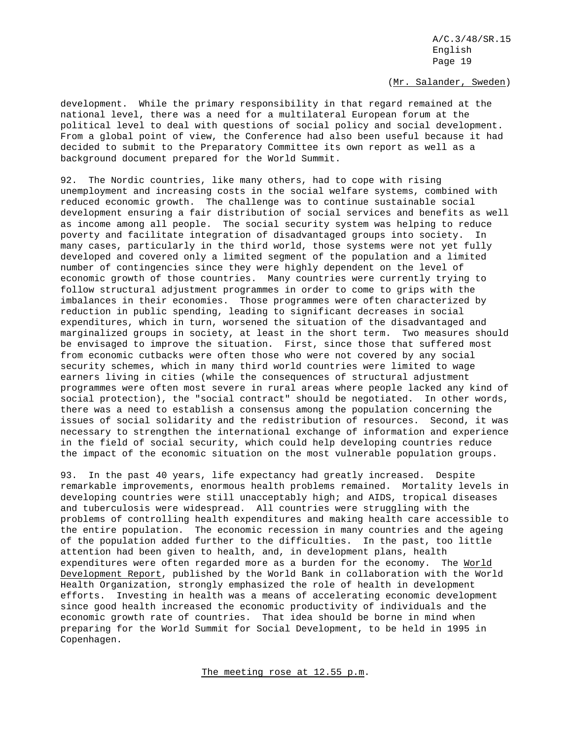(Mr. Salander, Sweden)

development. While the primary responsibility in that regard remained at the national level, there was a need for a multilateral European forum at the political level to deal with questions of social policy and social development. From a global point of view, the Conference had also been useful because it had decided to submit to the Preparatory Committee its own report as well as a background document prepared for the World Summit.

92. The Nordic countries, like many others, had to cope with rising unemployment and increasing costs in the social welfare systems, combined with reduced economic growth. The challenge was to continue sustainable social development ensuring a fair distribution of social services and benefits as well as income among all people. The social security system was helping to reduce poverty and facilitate integration of disadvantaged groups into society. In many cases, particularly in the third world, those systems were not yet fully developed and covered only a limited segment of the population and a limited number of contingencies since they were highly dependent on the level of economic growth of those countries. Many countries were currently trying to follow structural adjustment programmes in order to come to grips with the imbalances in their economies. Those programmes were often characterized by reduction in public spending, leading to significant decreases in social expenditures, which in turn, worsened the situation of the disadvantaged and marginalized groups in society, at least in the short term. Two measures should be envisaged to improve the situation. First, since those that suffered most from economic cutbacks were often those who were not covered by any social security schemes, which in many third world countries were limited to wage earners living in cities (while the consequences of structural adjustment programmes were often most severe in rural areas where people lacked any kind of social protection), the "social contract" should be negotiated. In other words, there was a need to establish a consensus among the population concerning the issues of social solidarity and the redistribution of resources. Second, it was necessary to strengthen the international exchange of information and experience in the field of social security, which could help developing countries reduce the impact of the economic situation on the most vulnerable population groups.

93. In the past 40 years, life expectancy had greatly increased. Despite remarkable improvements, enormous health problems remained. Mortality levels in developing countries were still unacceptably high; and AIDS, tropical diseases and tuberculosis were widespread. All countries were struggling with the problems of controlling health expenditures and making health care accessible to the entire population. The economic recession in many countries and the ageing of the population added further to the difficulties. In the past, too little attention had been given to health, and, in development plans, health expenditures were often regarded more as a burden for the economy. The World Development Report, published by the World Bank in collaboration with the World Health Organization, strongly emphasized the role of health in development efforts. Investing in health was a means of accelerating economic development since good health increased the economic productivity of individuals and the economic growth rate of countries. That idea should be borne in mind when preparing for the World Summit for Social Development, to be held in 1995 in Copenhagen.

The meeting rose at 12.55 p.m.